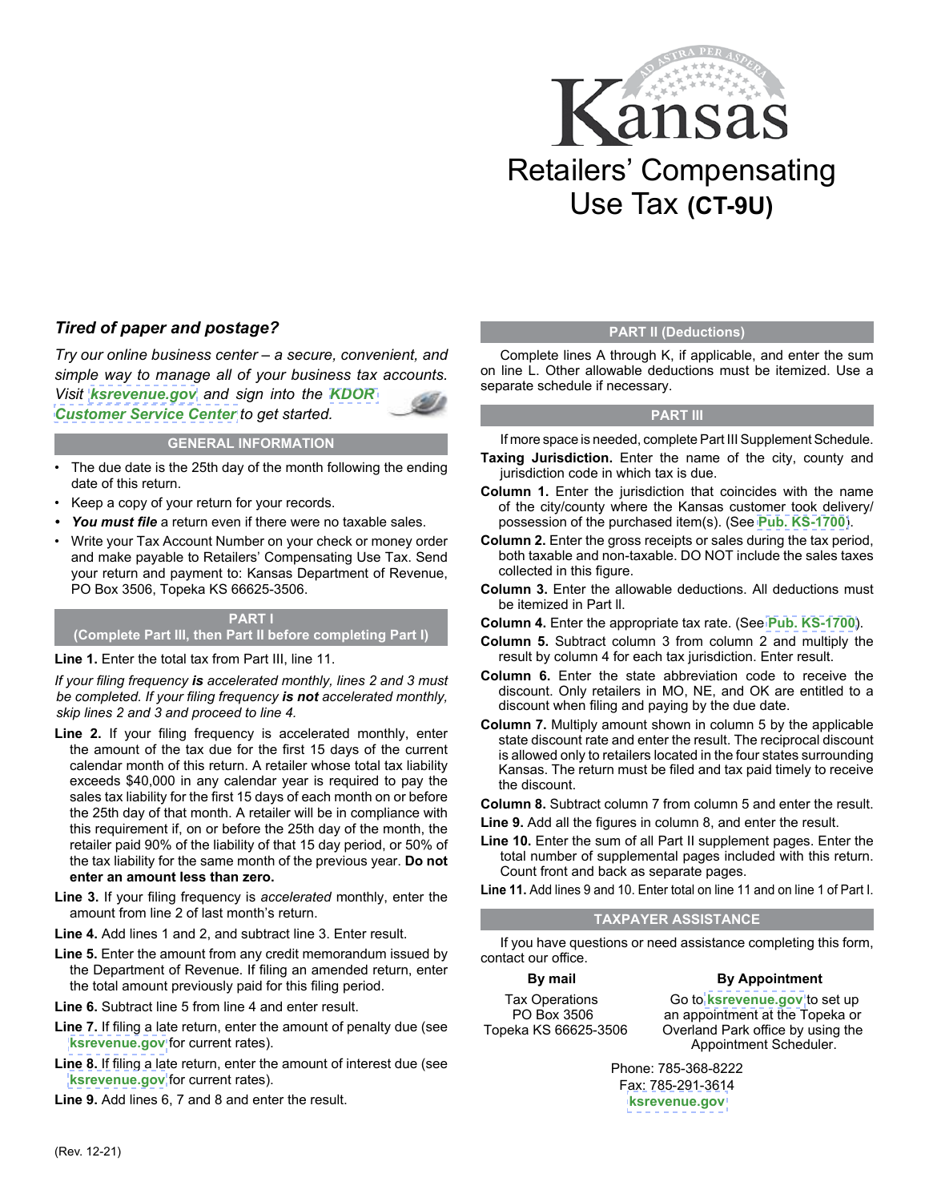# Kansas

# Retailers' Compensating Use Tax (CT-9U)

### *Tired of paper and postage?*

*Try our online business center – a secure, convenient, and simple way to manage all of your business tax accounts. Visit ksrevenue.gov and sign into the KDOR Customer Service Center to get started.*

## GENERAL INFORMATION

- The due date is the 25th day of the month following the ending date of this return.
- Keep a copy of your return for your records.
- ***You must file*** a return even if there were no taxable sales.
- Write your Tax Account Number on your check or money order and make payable to Retailers' Compensating Use Tax. Send your return and payment to: Kansas Department of Revenue, PO Box 3506, Topeka KS 66625-3506.

## PART I (Complete Part III, then Part II before completing Part I)

**Line 1.** Enter the total tax from Part III, line 11.

*If your filing frequency **is** accelerated monthly, lines 2 and 3 must be completed. If your filing frequency **is not** accelerated monthly, skip lines 2 and 3 and proceed to line 4.*

**Line 2.** If your filing frequency is accelerated monthly, enter the amount of the tax due for the first 15 days of the current calendar month of this return. A retailer whose total tax liability exceeds $40,000 in any calendar year is required to pay the sales tax liability for the first 15 days of each month on or before the 25th day of that month. A retailer will be in compliance with this requirement if, on or before the 25th day of the month, the retailer paid 90% of the liability of that 15 day period, or 50% of the tax liability for the same month of the previous year. **Do not enter an amount less than zero.**

**Line 3.** If your filing frequency is *accelerated* monthly, enter the amount from line 2 of last month's return.

**Line 4.** Add lines 1 and 2, and subtract line 3. Enter result.

**Line 5.** Enter the amount from any credit memorandum issued by the Department of Revenue. If filing an amended return, enter the total amount previously paid for this filing period.

**Line 6.** Subtract line 5 from line 4 and enter result.

**Line 7.** If filing a late return, enter the amount of penalty due (see ksrevenue.gov for current rates).

**Line 8.** If filing a late return, enter the amount of interest due (see ksrevenue.gov for current rates).

**Line 9.** Add lines 6, 7 and 8 and enter the result.

## PART II (Deductions)

Complete lines A through K, if applicable, and enter the sum on line L. Other allowable deductions must be itemized. Use a separate schedule if necessary.

## PART III

If more space is needed, complete Part III Supplement Schedule.

**Taxing Jurisdiction.** Enter the name of the city, county and jurisdiction code in which tax is due.

**Column 1.** Enter the jurisdiction that coincides with the name of the city/county where the Kansas customer took delivery/possession of the purchased item(s). (See Pub. KS-1700).

**Column 2.** Enter the gross receipts or sales during the tax period, both taxable and non-taxable. DO NOT include the sales taxes collected in this figure.

**Column 3.** Enter the allowable deductions. All deductions must be itemized in Part ll.

**Column 4.** Enter the appropriate tax rate. (See Pub. KS-1700).

**Column 5.** Subtract column 3 from column 2 and multiply the result by column 4 for each tax jurisdiction. Enter result.

**Column 6.** Enter the state abbreviation code to receive the discount. Only retailers in MO, NE, and OK are entitled to a discount when filing and paying by the due date.

**Column 7.** Multiply amount shown in column 5 by the applicable state discount rate and enter the result. The reciprocal discount is allowed only to retailers located in the four states surrounding Kansas. The return must be filed and tax paid timely to receive the discount.

**Column 8.** Subtract column 7 from column 5 and enter the result.

**Line 9.** Add all the figures in column 8, and enter the result.

**Line 10.** Enter the sum of all Part II supplement pages. Enter the total number of supplemental pages included with this return. Count front and back as separate pages.

**Line 11.** Add lines 9 and 10. Enter total on line 11 and on line 1 of Part I.

## TAXPAYER ASSISTANCE

If you have questions or need assistance completing this form, contact our office.

**By mail**

Tax Operations
PO Box 3506
Topeka KS 66625-3506

**By Appointment**

Go to ksrevenue.gov to set up an appointment at the Topeka or Overland Park office by using the Appointment Scheduler.

Phone: 785-368-8222
Fax: 785-291-3614
ksrevenue.gov

(Rev. 12-21)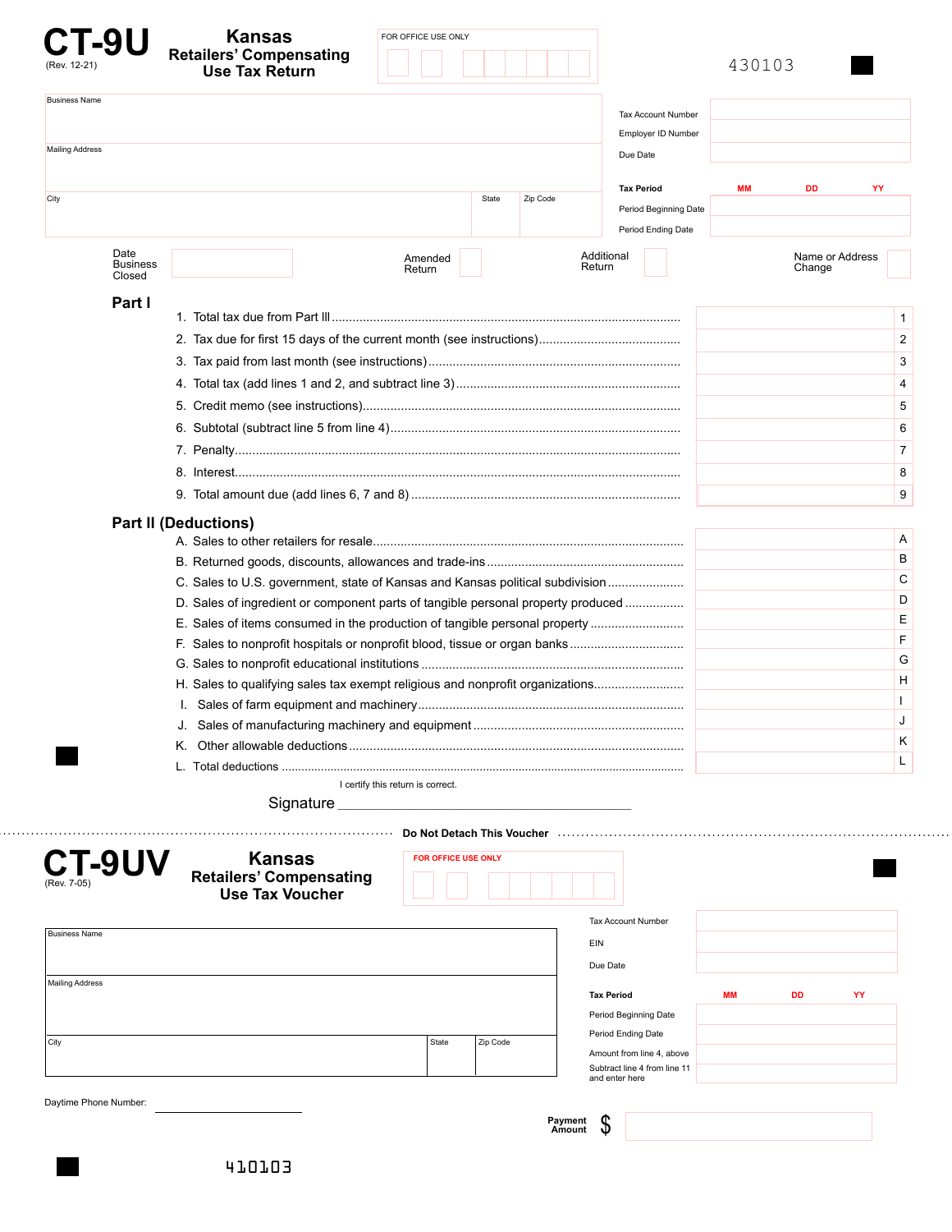# CT-9U

(Rev. 12-21)

## Kansas Retailers' Compensating Use Tax Return

FOR OFFICE USE ONLY

430103

| Business Name | |
|---|---|
| Mailing Address | |
| City | State | Zip Code |

| | |
|---|---|
| Tax Account Number | |
| Employer ID Number | |
| Due Date | |

| Tax Period | MM | DD | YY |
|---|---|---|---|
| Period Beginning Date | | | |
| Period Ending Date | | | |

Date Business Closed

Amended Return

Additional Return

Name or Address Change

### Part I

| | | |
|---|---|---|
| 1. Total tax due from Part III | | 1 |
| 2. Tax due for first 15 days of the current month (see instructions) | | 2 |
| 3. Tax paid from last month (see instructions) | | 3 |
| 4. Total tax (add lines 1 and 2, and subtract line 3) | | 4 |
| 5. Credit memo (see instructions) | | 5 |
| 6. Subtotal (subtract line 5 from line 4) | | 6 |
| 7. Penalty | | 7 |
| 8. Interest | | 8 |
| 9. Total amount due (add lines 6, 7 and 8) | | 9 |

### Part II (Deductions)

| | | |
|---|---|---|
| A. Sales to other retailers for resale | | A |
| B. Returned goods, discounts, allowances and trade-ins | | B |
| C. Sales to U.S. government, state of Kansas and Kansas political subdivision | | C |
| D. Sales of ingredient or component parts of tangible personal property produced | | D |
| E. Sales of items consumed in the production of tangible personal property | | E |
| F. Sales to nonprofit hospitals or nonprofit blood, tissue or organ banks | | F |
| G. Sales to nonprofit educational institutions | | G |
| H. Sales to qualifying sales tax exempt religious and nonprofit organizations | | H |
| I. Sales of farm equipment and machinery | | I |
| J. Sales of manufacturing machinery and equipment | | J |
| K. Other allowable deductions | | K |
| L. Total deductions | | L |

I certify this return is correct.

Signature ______________________________

Do Not Detach This Voucher

# CT-9UV

(Rev. 7-05)

## Kansas Retailers' Compensating Use Tax Voucher

FOR OFFICE USE ONLY

| Business Name | |
|---|---|
| Mailing Address | |
| City | State | Zip Code |

| | |
|---|---|
| Tax Account Number | |
| EIN | |
| Due Date | |

| Tax Period | MM | DD | YY |
|---|---|---|---|
| Period Beginning Date | | | |
| Period Ending Date | | | |
| Amount from line 4, above | | | |
| Subtract line 4 from line 11 and enter here | | | |

Daytime Phone Number: ______________

Payment Amount $

410103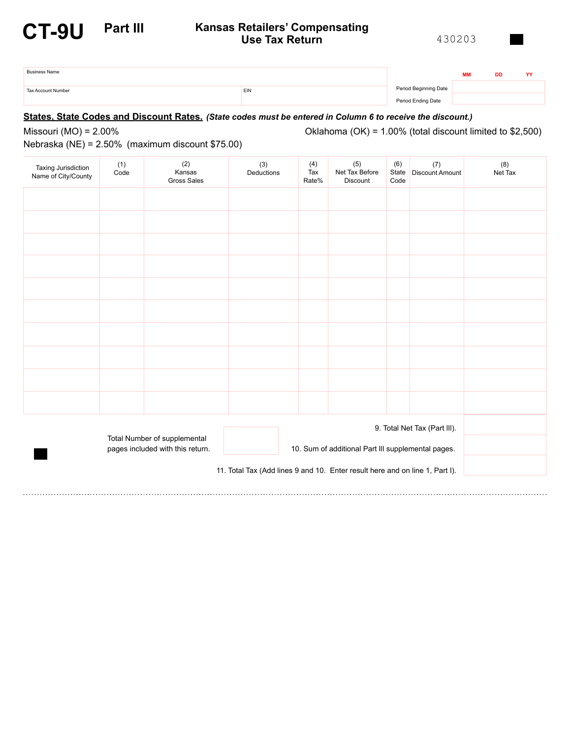# CT-9U Part III

## Kansas Retailers' Compensating Use Tax Return

430203

| Business Name | |
|---|---|
| Tax Account Number | EIN |

| | MM | DD | YY |
|---|---|---|---|
| Period Beginning Date | | | |
| Period Ending Date | | | |

**States, State Codes and Discount Rates.** ***(State codes must be entered in Column 6 to receive the discount.)***

Missouri (MO) = 2.00%

Nebraska (NE) = 2.50% (maximum discount $75.00)

Oklahoma (OK) = 1.00% (total discount limited to $2,500)

| Taxing Jurisdiction Name of City/County | (1) Code | (2) Kansas Gross Sales | (3) Deductions | (4) Tax Rate% | (5) Net Tax Before Discount | (6) State Code | (7) Discount Amount | (8) Net Tax |
|---|---|---|---|---|---|---|---|---|
| | | | | | | | | |
| | | | | | | | | |
| | | | | | | | | |
| | | | | | | | | |
| | | | | | | | | |
| | | | | | | | | |
| | | | | | | | | |
| | | | | | | | | |
| | | | | | | | | |
| | | | | | | | | |

Total Number of supplemental pages included with this return. [ ]

9. Total Net Tax (Part III).

10. Sum of additional Part III supplemental pages.

11. Total Tax (Add lines 9 and 10. Enter result here and on line 1, Part I).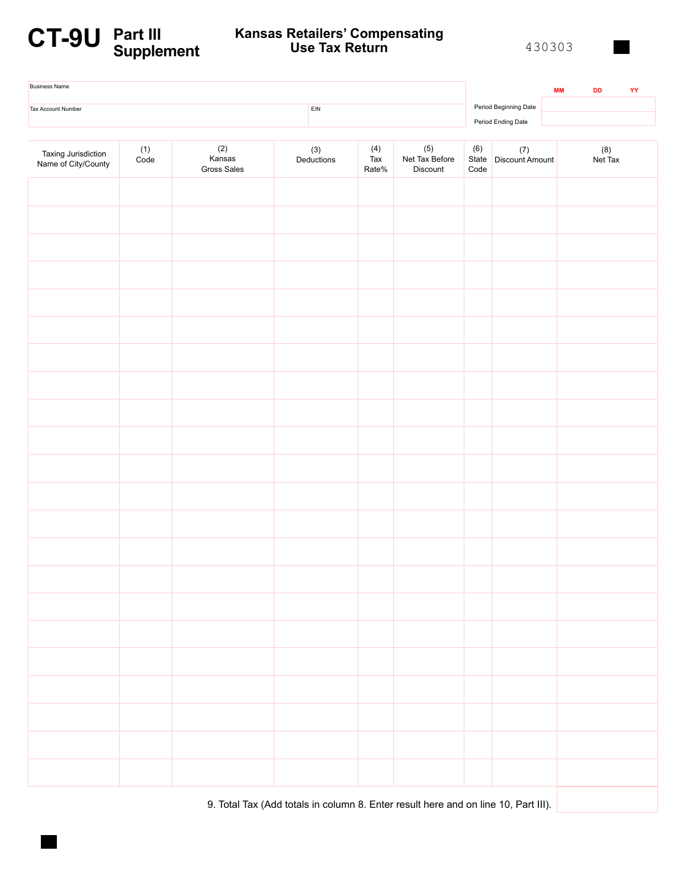# CT-9U Part III Supplement

## Kansas Retailers' Compensating Use Tax Return

430303

| Business Name | |
|---|---|
| Tax Account Number | EIN |

| | MM | DD | YY |
|---|---|---|---|
| Period Beginning Date | | | |
| Period Ending Date | | | |

| Taxing Jurisdiction Name of City/County | (1) Code | (2) Kansas Gross Sales | (3) Deductions | (4) Tax Rate% | (5) Net Tax Before Discount | (6) State Code | (7) Discount Amount | (8) Net Tax |
|---|---|---|---|---|---|---|---|---|
| | | | | | | | | |
| | | | | | | | | |
| | | | | | | | | |
| | | | | | | | | |
| | | | | | | | | |
| | | | | | | | | |
| | | | | | | | | |
| | | | | | | | | |
| | | | | | | | | |
| | | | | | | | | |
| | | | | | | | | |
| | | | | | | | | |
| | | | | | | | | |
| | | | | | | | | |
| | | | | | | | | |
| | | | | | | | | |
| | | | | | | | | |
| | | | | | | | | |
| | | | | | | | | |
| | | | | | | | | |
| | | | | | | | | |
| | | | | | | | | |

9. Total Tax (Add totals in column 8. Enter result here and on line 10, Part III).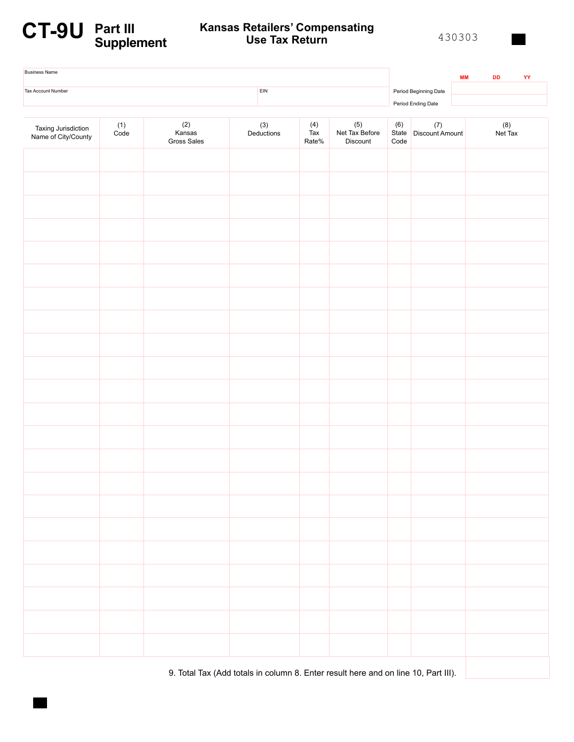# CT-9U Part III Supplement

## Kansas Retailers' Compensating Use Tax Return

430303

| Business Name | | | |
|---|---|---|---|
| Tax Account Number | EIN | Period Beginning Date | MM DD YY |
| | | Period Ending Date | |

| Taxing Jurisdiction Name of City/County | (1) Code | (2) Kansas Gross Sales | (3) Deductions | (4) Tax Rate% | (5) Net Tax Before Discount | (6) State Code | (7) Discount Amount | (8) Net Tax |
|---|---|---|---|---|---|---|---|---|
| | | | | | | | | |
| | | | | | | | | |
| | | | | | | | | |
| | | | | | | | | |
| | | | | | | | | |
| | | | | | | | | |
| | | | | | | | | |
| | | | | | | | | |
| | | | | | | | | |
| | | | | | | | | |
| | | | | | | | | |
| | | | | | | | | |
| | | | | | | | | |
| | | | | | | | | |
| | | | | | | | | |
| | | | | | | | | |
| | | | | | | | | |
| | | | | | | | | |
| | | | | | | | | |
| | | | | | | | | |
| | | | | | | | | |
| | | | | | | | | |

9. Total Tax (Add totals in column 8. Enter result here and on line 10, Part III).